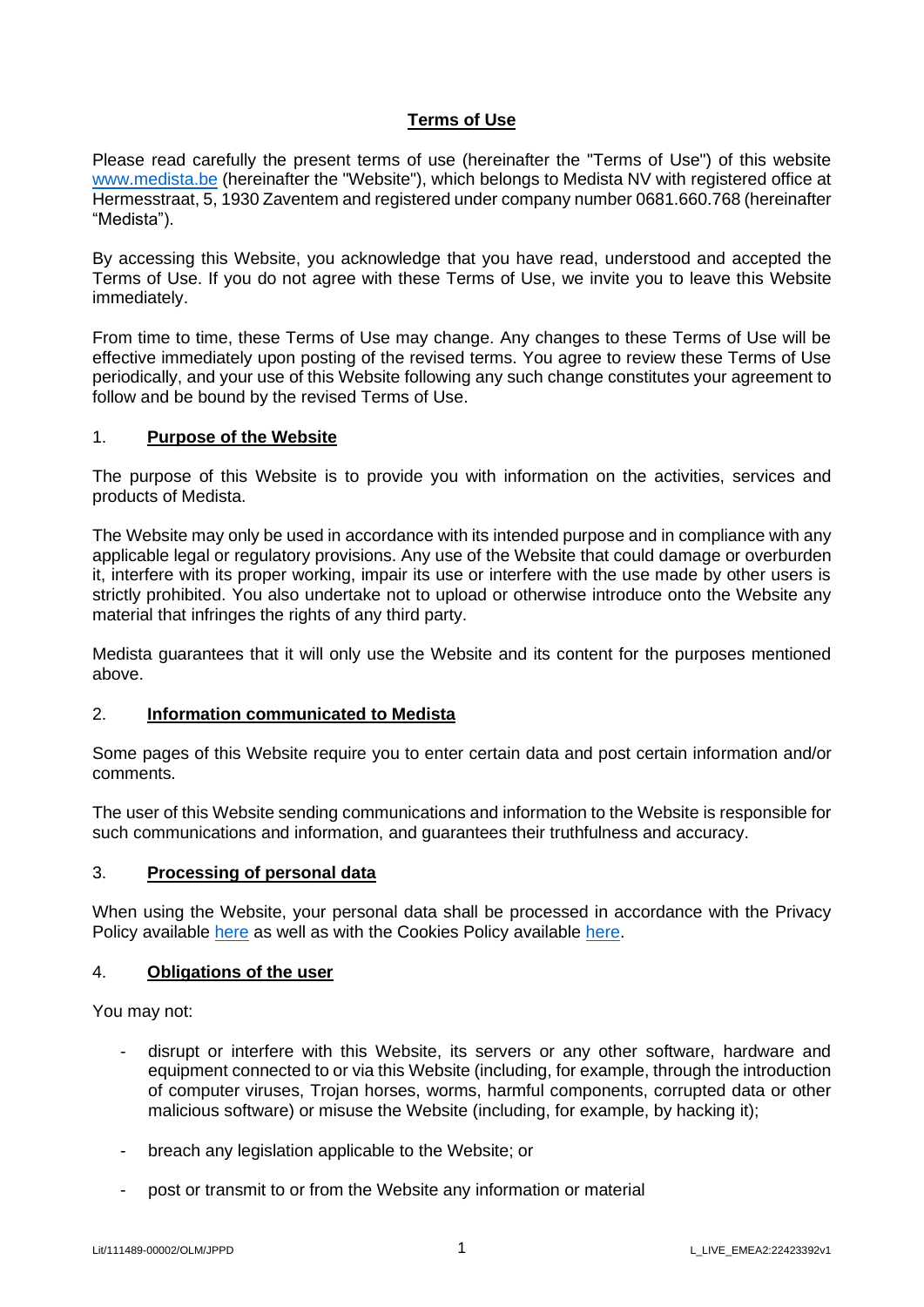# Terms of Use

Please read carefully the present terms of use (hereinafter the "Terms of Use") of this website [www.medista.be](www.medista.be) (hereinafter the "Website"), which belongs to Medista NV with registered office at Hermesstraat, 5, 1930 Zaventem and registered under company number 0681.660.768 (hereinafter "Medista").

By accessing this Website, you acknowledge that you have read, understood and accepted the Terms of Use. If you do not agree with these Terms of Use, we invite you to leave this Website immediately.

From time to time, these Terms of Use may change. Any changes to these Terms of Use will be effective immediately upon posting of the revised terms. You agree to review these Terms of Use periodically, and your use of this Website following any such change constitutes your agreement to follow and be bound by the revised Terms of Use.

## 1. Purpose of the Website

The purpose of this Website is to provide you with information on the activities, services and products of Medista.

The Website may only be used in accordance with its intended purpose and in compliance with any applicable legal or regulatory provisions. Any use of the Website that could damage or overburden it, interfere with its proper working, impair its use or interfere with the use made by other users is strictly prohibited. You also undertake not to upload or otherwise introduce onto the Website any material that infringes the rights of any third party.

Medista guarantees that it will only use the Website and its content for the purposes mentioned above.

## 2. Information communicated to Medista

Some pages of this Website require you to enter certain data and post certain information and/or comments.

The user of this Website sending communications and information to the Website is responsible for such communications and information, and guarantees their truthfulness and accuracy.

## 3. Processing of personal data

When using the Website, your personal data shall be processed in accordance with the Privacy Policy available here as well as with the Cookies Policy available here.

## 4. Obligations of the user

You may not:

- disrupt or interfere with this Website, its servers or any other software, hardware and equipment connected to or via this Website (including, for example, through the introduction of computer viruses, Trojan horses, worms, harmful components, corrupted data or other malicious software) or misuse the Website (including, for example, by hacking it);

- breach any legislation applicable to the Website; or

- post or transmit to or from the Website any information or material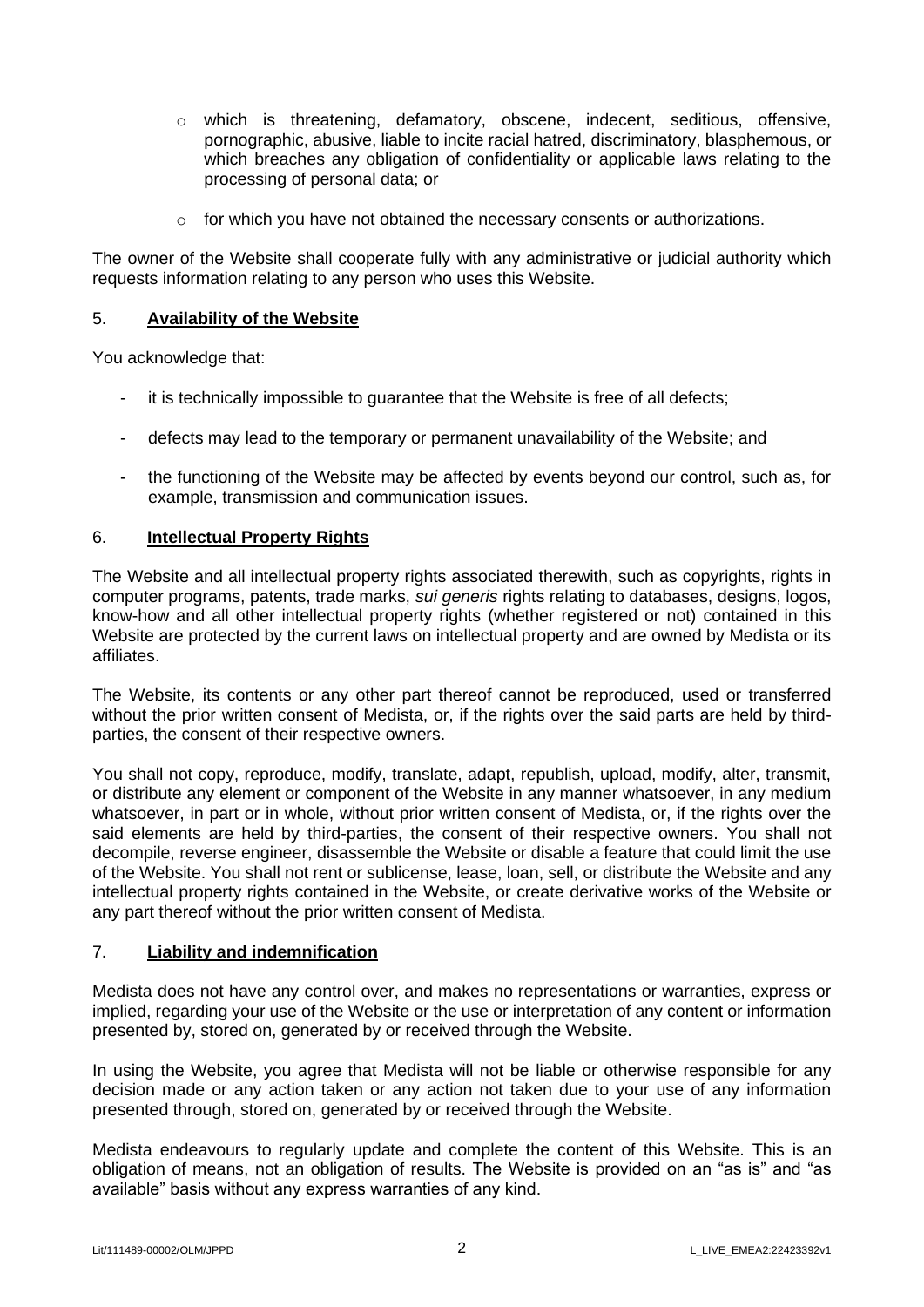- which is threatening, defamatory, obscene, indecent, seditious, offensive, pornographic, abusive, liable to incite racial hatred, discriminatory, blasphemous, or which breaches any obligation of confidentiality or applicable laws relating to the processing of personal data; or
- for which you have not obtained the necessary consents or authorizations.

The owner of the Website shall cooperate fully with any administrative or judicial authority which requests information relating to any person who uses this Website.

## 5. **Availability of the Website**

You acknowledge that:

- it is technically impossible to guarantee that the Website is free of all defects;
- defects may lead to the temporary or permanent unavailability of the Website; and
- the functioning of the Website may be affected by events beyond our control, such as, for example, transmission and communication issues.

## 6. **Intellectual Property Rights**

The Website and all intellectual property rights associated therewith, such as copyrights, rights in computer programs, patents, trade marks, *sui generis* rights relating to databases, designs, logos, know-how and all other intellectual property rights (whether registered or not) contained in this Website are protected by the current laws on intellectual property and are owned by Medista or its affiliates.

The Website, its contents or any other part thereof cannot be reproduced, used or transferred without the prior written consent of Medista, or, if the rights over the said parts are held by third-parties, the consent of their respective owners.

You shall not copy, reproduce, modify, translate, adapt, republish, upload, modify, alter, transmit, or distribute any element or component of the Website in any manner whatsoever, in any medium whatsoever, in part or in whole, without prior written consent of Medista, or, if the rights over the said elements are held by third-parties, the consent of their respective owners. You shall not decompile, reverse engineer, disassemble the Website or disable a feature that could limit the use of the Website. You shall not rent or sublicense, lease, loan, sell, or distribute the Website and any intellectual property rights contained in the Website, or create derivative works of the Website or any part thereof without the prior written consent of Medista.

## 7. **Liability and indemnification**

Medista does not have any control over, and makes no representations or warranties, express or implied, regarding your use of the Website or the use or interpretation of any content or information presented by, stored on, generated by or received through the Website.

In using the Website, you agree that Medista will not be liable or otherwise responsible for any decision made or any action taken or any action not taken due to your use of any information presented through, stored on, generated by or received through the Website.

Medista endeavours to regularly update and complete the content of this Website. This is an obligation of means, not an obligation of results. The Website is provided on an "as is" and "as available" basis without any express warranties of any kind.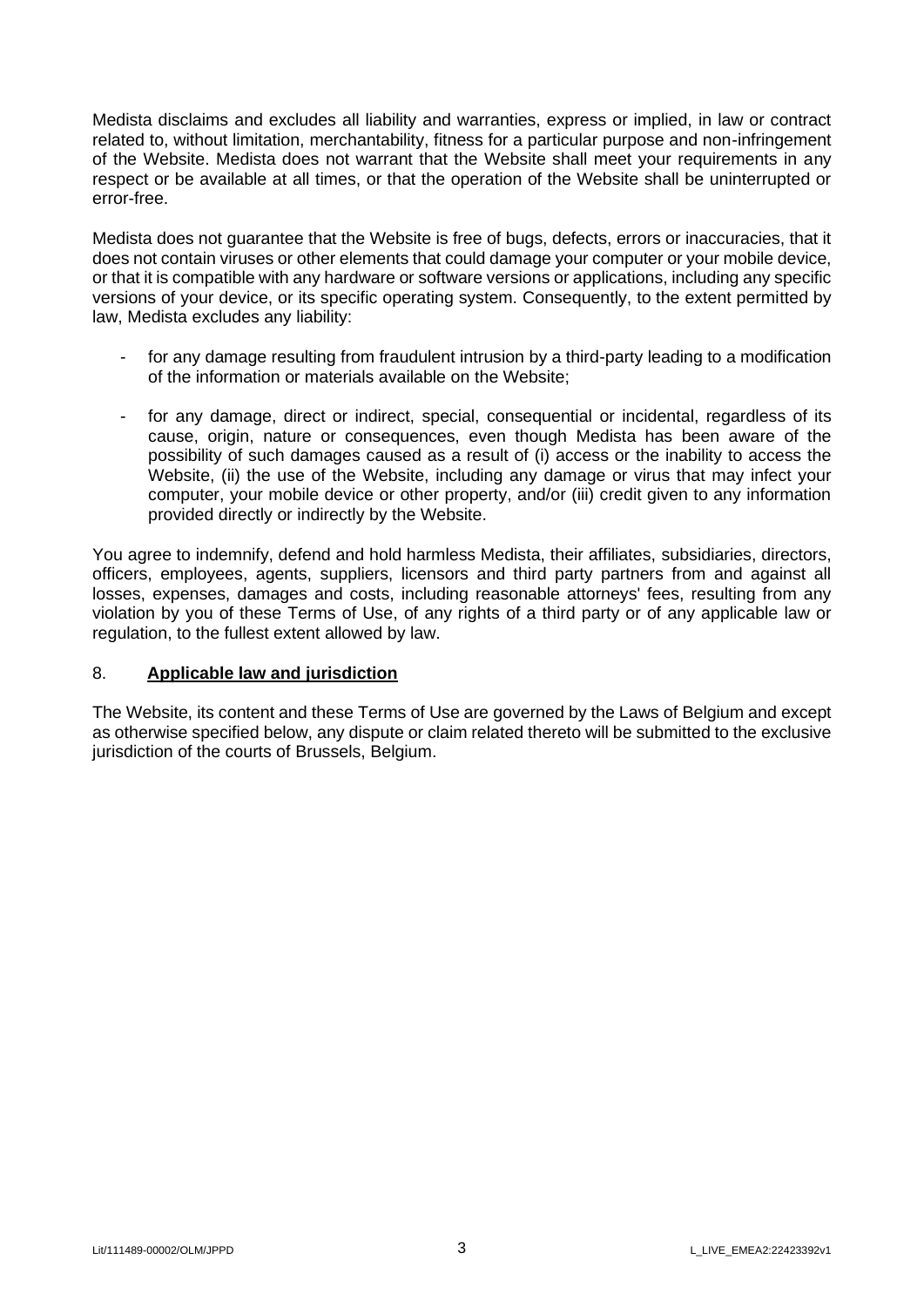Medista disclaims and excludes all liability and warranties, express or implied, in law or contract related to, without limitation, merchantability, fitness for a particular purpose and non-infringement of the Website. Medista does not warrant that the Website shall meet your requirements in any respect or be available at all times, or that the operation of the Website shall be uninterrupted or error-free.

Medista does not guarantee that the Website is free of bugs, defects, errors or inaccuracies, that it does not contain viruses or other elements that could damage your computer or your mobile device, or that it is compatible with any hardware or software versions or applications, including any specific versions of your device, or its specific operating system. Consequently, to the extent permitted by law, Medista excludes any liability:

- for any damage resulting from fraudulent intrusion by a third-party leading to a modification of the information or materials available on the Website;
- for any damage, direct or indirect, special, consequential or incidental, regardless of its cause, origin, nature or consequences, even though Medista has been aware of the possibility of such damages caused as a result of (i) access or the inability to access the Website, (ii) the use of the Website, including any damage or virus that may infect your computer, your mobile device or other property, and/or (iii) credit given to any information provided directly or indirectly by the Website.

You agree to indemnify, defend and hold harmless Medista, their affiliates, subsidiaries, directors, officers, employees, agents, suppliers, licensors and third party partners from and against all losses, expenses, damages and costs, including reasonable attorneys' fees, resulting from any violation by you of these Terms of Use, of any rights of a third party or of any applicable law or regulation, to the fullest extent allowed by law.

## 8. **Applicable law and jurisdiction**

The Website, its content and these Terms of Use are governed by the Laws of Belgium and except as otherwise specified below, any dispute or claim related thereto will be submitted to the exclusive jurisdiction of the courts of Brussels, Belgium.